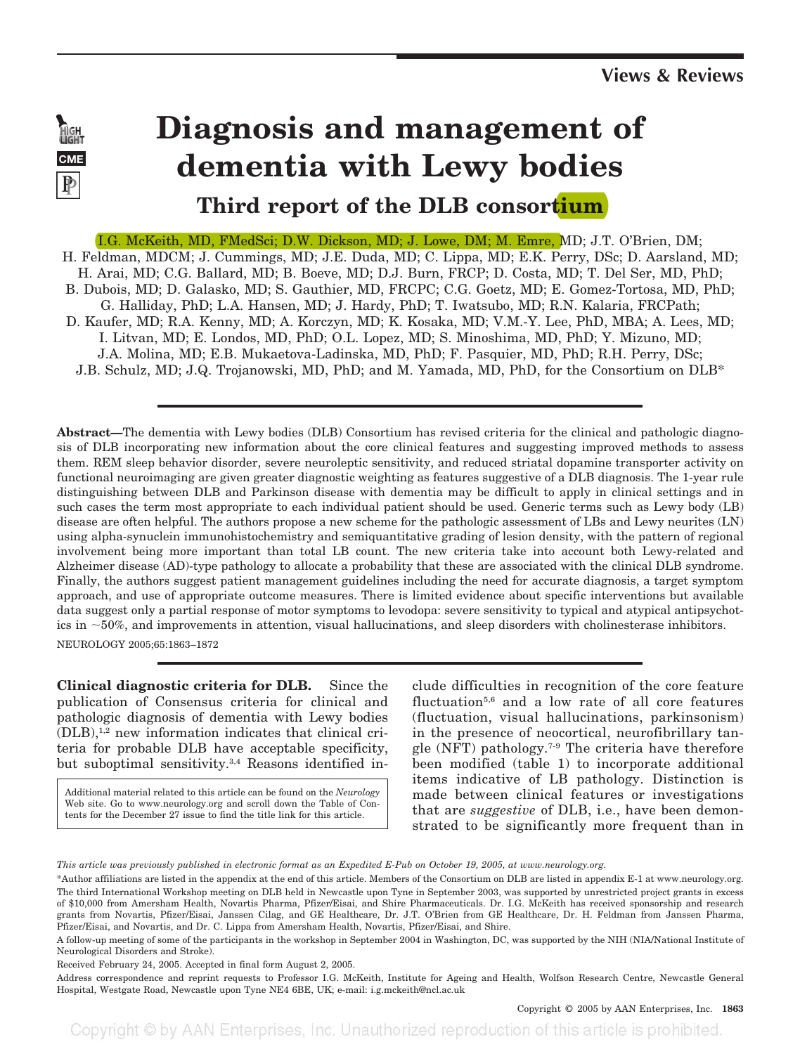Views & Reviews

# Diagnosis and management of dementia with Lewy bodies

## Third report of the DLB consortium

I.G. McKeith, MD, FMedSci; D.W. Dickson, MD; J. Lowe, DM; M. Emre, MD; J.T. O'Brien, DM; H. Feldman, MDCM; J. Cummings, MD; J.E. Duda, MD; C. Lippa, MD; E.K. Perry, DSc; D. Aarsland, MD; H. Arai, MD; C.G. Ballard, MD; B. Boeve, MD; D.J. Burn, FRCP; D. Costa, MD; T. Del Ser, MD, PhD; B. Dubois, MD; D. Galasko, MD; S. Gauthier, MD, FRCPC; C.G. Goetz, MD; E. Gomez-Tortosa, MD, PhD; G. Halliday, PhD; L.A. Hansen, MD; J. Hardy, PhD; T. Iwatsubo, MD; R.N. Kalaria, FRCPath; D. Kaufer, MD; R.A. Kenny, MD; A. Korczyn, MD; K. Kosaka, MD; V.M.-Y. Lee, PhD, MBA; A. Lees, MD; I. Litvan, MD; E. Londos, MD, PhD; O.L. Lopez, MD; S. Minoshima, MD, PhD; Y. Mizuno, MD; J.A. Molina, MD; E.B. Mukaetova-Ladinska, MD, PhD; F. Pasquier, MD, PhD; R.H. Perry, DSc; J.B. Schulz, MD; J.Q. Trojanowski, MD, PhD; and M. Yamada, MD, PhD, for the Consortium on DLB*

**Abstract**—The dementia with Lewy bodies (DLB) Consortium has revised criteria for the clinical and pathologic diagnosis of DLB incorporating new information about the core clinical features and suggesting improved methods to assess them. REM sleep behavior disorder, severe neuroleptic sensitivity, and reduced striatal dopamine transporter activity on functional neuroimaging are given greater diagnostic weighting as features suggestive of a DLB diagnosis. The 1-year rule distinguishing between DLB and Parkinson disease with dementia may be difficult to apply in clinical settings and in such cases the term most appropriate to each individual patient should be used. Generic terms such as Lewy body (LB) disease are often helpful. The authors propose a new scheme for the pathologic assessment of LBs and Lewy neurites (LN) using alpha-synuclein immunohistochemistry and semiquantitative grading of lesion density, with the pattern of regional involvement being more important than total LB count. The new criteria take into account both Lewy-related and Alzheimer disease (AD)-type pathology to allocate a probability that these are associated with the clinical DLB syndrome. Finally, the authors suggest patient management guidelines including the need for accurate diagnosis, a target symptom approach, and use of appropriate outcome measures. There is limited evidence about specific interventions but available data suggest only a partial response of motor symptoms to levodopa: severe sensitivity to typical and atypical antipsychotics in ~50%, and improvements in attention, visual hallucinations, and sleep disorders with cholinesterase inhibitors.

NEUROLOGY 2005;65:1863–1872

**Clinical diagnostic criteria for DLB.** Since the publication of Consensus criteria for clinical and pathologic diagnosis of dementia with Lewy bodies (DLB),[1,2] new information indicates that clinical criteria for probable DLB have acceptable specificity, but suboptimal sensitivity.[3,4] Reasons identified include difficulties in recognition of the core feature fluctuation[5,6] and a low rate of all core features (fluctuation, visual hallucinations, parkinsonism) in the presence of neocortical, neurofibrillary tangle (NFT) pathology.[7-9] The criteria have therefore been modified (table 1) to incorporate additional items indicative of LB pathology. Distinction is made between clinical features or investigations that are *suggestive* of DLB, i.e., have been demonstrated to be significantly more frequent than in

Additional material related to this article can be found on the *Neurology* Web site. Go to www.neurology.org and scroll down the Table of Contents for the December 27 issue to find the title link for this article.

*This article was previously published in electronic format as an Expedited E-Pub on October 19, 2005, at www.neurology.org.*

*Author affiliations are listed in the appendix at the end of this article. Members of the Consortium on DLB are listed in appendix E-1 at www.neurology.org.

The third International Workshop meeting on DLB held in Newcastle upon Tyne in September 2003, was supported by unrestricted project grants in excess of $10,000 from Amersham Health, Novartis Pharma, Pfizer/Eisai, and Shire Pharmaceuticals. Dr. I.G. McKeith has received sponsorship and research grants from Novartis, Pfizer/Eisai, Janssen Cilag, and GE Healthcare, Dr. J.T. O'Brien from GE Healthcare, Dr. H. Feldman from Janssen Pharma, Pfizer/Eisai, and Novartis, and Dr. C. Lippa from Amersham Health, Novartis, Pfizer/Eisai, and Shire.

A follow-up meeting of some of the participants in the workshop in September 2004 in Washington, DC, was supported by the NIH (NIA/National Institute of Neurological Disorders and Stroke).

Received February 24, 2005. Accepted in final form August 2, 2005.

Address correspondence and reprint requests to Professor I.G. McKeith, Institute for Ageing and Health, Wolfson Research Centre, Newcastle General Hospital, Westgate Road, Newcastle upon Tyne NE4 6BE, UK; e-mail: i.g.mckeith@ncl.ac.uk

Copyright © 2005 by AAN Enterprises, Inc.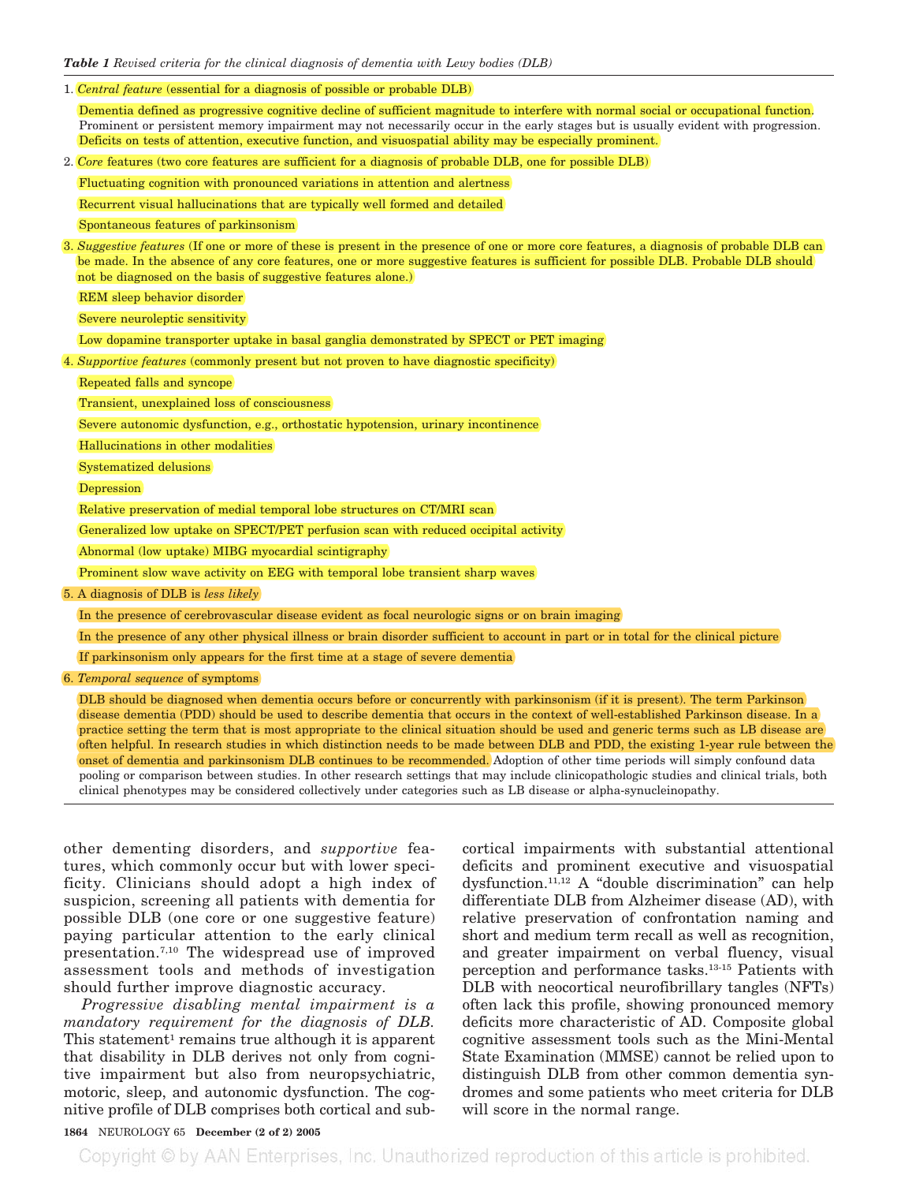*Table 1 Revised criteria for the clinical diagnosis of dementia with Lewy bodies (DLB)*

1. *Central feature* (essential for a diagnosis of possible or probable DLB)

   Dementia defined as progressive cognitive decline of sufficient magnitude to interfere with normal social or occupational function. Prominent or persistent memory impairment may not necessarily occur in the early stages but is usually evident with progression. Deficits on tests of attention, executive function, and visuospatial ability may be especially prominent.

2. *Core* features (two core features are sufficient for a diagnosis of probable DLB, one for possible DLB)

   Fluctuating cognition with pronounced variations in attention and alertness

   Recurrent visual hallucinations that are typically well formed and detailed

   Spontaneous features of parkinsonism

3. *Suggestive features* (If one or more of these is present in the presence of one or more core features, a diagnosis of probable DLB can be made. In the absence of any core features, one or more suggestive features is sufficient for possible DLB. Probable DLB should not be diagnosed on the basis of suggestive features alone.)

   REM sleep behavior disorder

   Severe neuroleptic sensitivity

   Low dopamine transporter uptake in basal ganglia demonstrated by SPECT or PET imaging

4. *Supportive features* (commonly present but not proven to have diagnostic specificity)

   Repeated falls and syncope

   Transient, unexplained loss of consciousness

   Severe autonomic dysfunction, e.g., orthostatic hypotension, urinary incontinence

   Hallucinations in other modalities

   Systematized delusions

   Depression

   Relative preservation of medial temporal lobe structures on CT/MRI scan

   Generalized low uptake on SPECT/PET perfusion scan with reduced occipital activity

   Abnormal (low uptake) MIBG myocardial scintigraphy

   Prominent slow wave activity on EEG with temporal lobe transient sharp waves

5. A diagnosis of DLB is *less likely*

   In the presence of cerebrovascular disease evident as focal neurologic signs or on brain imaging

   In the presence of any other physical illness or brain disorder sufficient to account in part or in total for the clinical picture

   If parkinsonism only appears for the first time at a stage of severe dementia

6. *Temporal sequence* of symptoms

   DLB should be diagnosed when dementia occurs before or concurrently with parkinsonism (if it is present). The term Parkinson disease dementia (PDD) should be used to describe dementia that occurs in the context of well-established Parkinson disease. In a practice setting the term that is most appropriate to the clinical situation should be used and generic terms such as LB disease are often helpful. In research studies in which distinction needs to be made between DLB and PDD, the existing 1-year rule between the onset of dementia and parkinsonism DLB continues to be recommended. Adoption of other time periods will simply confound data pooling or comparison between studies. In other research settings that may include clinicopathologic studies and clinical trials, both clinical phenotypes may be considered collectively under categories such as LB disease or alpha-synucleinopathy.

other dementing disorders, and *supportive* features, which commonly occur but with lower specificity. Clinicians should adopt a high index of suspicion, screening all patients with dementia for possible DLB (one core or one suggestive feature) paying particular attention to the early clinical presentation.[7,10] The widespread use of improved assessment tools and methods of investigation should further improve diagnostic accuracy.

*Progressive disabling mental impairment is a mandatory requirement for the diagnosis of DLB.* This statement[1] remains true although it is apparent that disability in DLB derives not only from cognitive impairment but also from neuropsychiatric, motoric, sleep, and autonomic dysfunction. The cognitive profile of DLB comprises both cortical and subcortical impairments with substantial attentional deficits and prominent executive and visuospatial dysfunction.[11,12] A "double discrimination" can help differentiate DLB from Alzheimer disease (AD), with relative preservation of confrontation naming and short and medium term recall as well as recognition, and greater impairment on verbal fluency, visual perception and performance tasks.[13-15] Patients with DLB with neocortical neurofibrillary tangles (NFTs) often lack this profile, showing pronounced memory deficits more characteristic of AD. Composite global cognitive assessment tools such as the Mini-Mental State Examination (MMSE) cannot be relied upon to distinguish DLB from other common dementia syndromes and some patients who meet criteria for DLB will score in the normal range.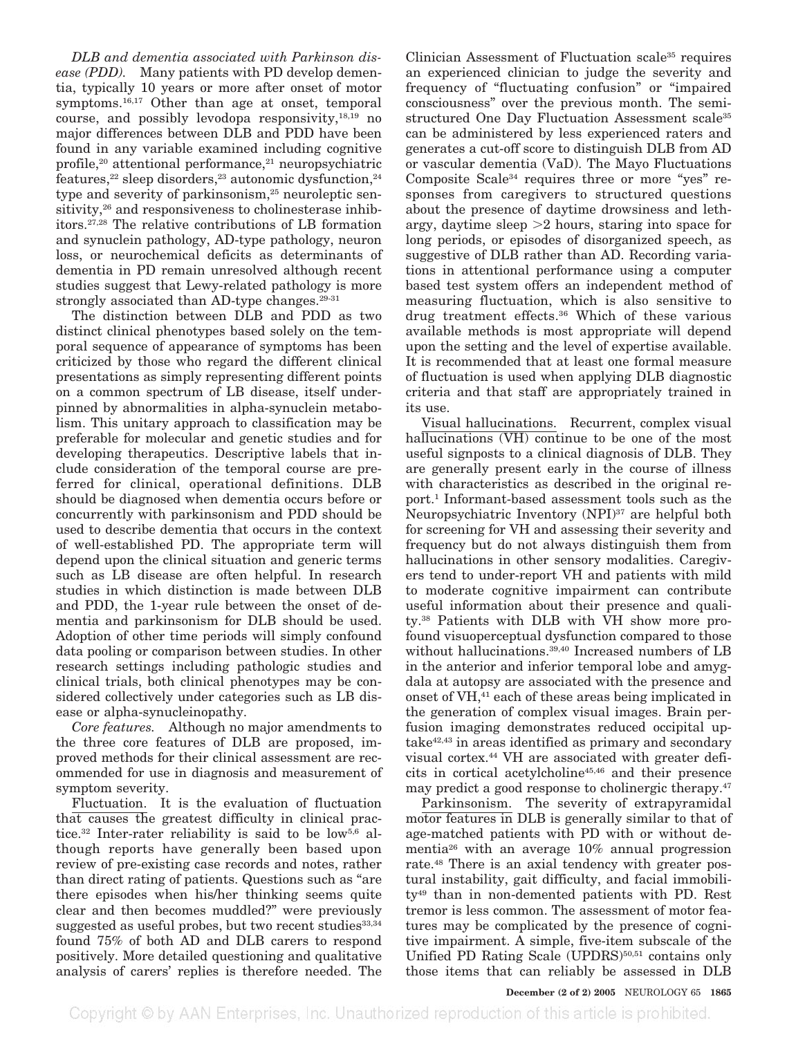*DLB and dementia associated with Parkinson disease (PDD).* Many patients with PD develop dementia, typically 10 years or more after onset of motor symptoms.[16,17] Other than age at onset, temporal course, and possibly levodopa responsivity,[18,19] no major differences between DLB and PDD have been found in any variable examined including cognitive profile,[20] attentional performance,[21] neuropsychiatric features,[22] sleep disorders,[23] autonomic dysfunction,[24] type and severity of parkinsonism,[25] neuroleptic sensitivity,[26] and responsiveness to cholinesterase inhibitors.[27,28] The relative contributions of LB formation and synuclein pathology, AD-type pathology, neuron loss, or neurochemical deficits as determinants of dementia in PD remain unresolved although recent studies suggest that Lewy-related pathology is more strongly associated than AD-type changes.[29-31]

The distinction between DLB and PDD as two distinct clinical phenotypes based solely on the temporal sequence of appearance of symptoms has been criticized by those who regard the different clinical presentations as simply representing different points on a common spectrum of LB disease, itself underpinned by abnormalities in alpha-synuclein metabolism. This unitary approach to classification may be preferable for molecular and genetic studies and for developing therapeutics. Descriptive labels that include consideration of the temporal course are preferred for clinical, operational definitions. DLB should be diagnosed when dementia occurs before or concurrently with parkinsonism and PDD should be used to describe dementia that occurs in the context of well-established PD. The appropriate term will depend upon the clinical situation and generic terms such as LB disease are often helpful. In research studies in which distinction is made between DLB and PDD, the 1-year rule between the onset of dementia and parkinsonism for DLB should be used. Adoption of other time periods will simply confound data pooling or comparison between studies. In other research settings including pathologic studies and clinical trials, both clinical phenotypes may be considered collectively under categories such as LB disease or alpha-synucleinopathy.

*Core features.* Although no major amendments to the three core features of DLB are proposed, improved methods for their clinical assessment are recommended for use in diagnosis and measurement of symptom severity.

Fluctuation. It is the evaluation of fluctuation that causes the greatest difficulty in clinical practice.[32] Inter-rater reliability is said to be low[5,6] although reports have generally been based upon review of pre-existing case records and notes, rather than direct rating of patients. Questions such as "are there episodes when his/her thinking seems quite clear and then becomes muddled?" were previously suggested as useful probes, but two recent studies[33,34] found 75% of both AD and DLB carers to respond positively. More detailed questioning and qualitative analysis of carers' replies is therefore needed. The Clinician Assessment of Fluctuation scale[35] requires an experienced clinician to judge the severity and frequency of "fluctuating confusion" or "impaired consciousness" over the previous month. The semi-structured One Day Fluctuation Assessment scale[35] can be administered by less experienced raters and generates a cut-off score to distinguish DLB from AD or vascular dementia (VaD). The Mayo Fluctuations Composite Scale[34] requires three or more "yes" responses from caregivers to structured questions about the presence of daytime drowsiness and lethargy, daytime sleep >2 hours, staring into space for long periods, or episodes of disorganized speech, as suggestive of DLB rather than AD. Recording variations in attentional performance using a computer based test system offers an independent method of measuring fluctuation, which is also sensitive to drug treatment effects.[36] Which of these various available methods is most appropriate will depend upon the setting and the level of expertise available. It is recommended that at least one formal measure of fluctuation is used when applying DLB diagnostic criteria and that staff are appropriately trained in its use.

Visual hallucinations. Recurrent, complex visual hallucinations (VH) continue to be one of the most useful signposts to a clinical diagnosis of DLB. They are generally present early in the course of illness with characteristics as described in the original report.[1] Informant-based assessment tools such as the Neuropsychiatric Inventory (NPI)[37] are helpful both for screening for VH and assessing their severity and frequency but do not always distinguish them from hallucinations in other sensory modalities. Caregivers tend to under-report VH and patients with mild to moderate cognitive impairment can contribute useful information about their presence and quality.[38] Patients with DLB with VH show more profound visuoperceptual dysfunction compared to those without hallucinations.[39,40] Increased numbers of LB in the anterior and inferior temporal lobe and amygdala at autopsy are associated with the presence and onset of VH,[41] each of these areas being implicated in the generation of complex visual images. Brain perfusion imaging demonstrates reduced occipital uptake[42,43] in areas identified as primary and secondary visual cortex.[44] VH are associated with greater deficits in cortical acetylcholine[45,46] and their presence may predict a good response to cholinergic therapy.[47]

Parkinsonism. The severity of extrapyramidal motor features in DLB is generally similar to that of age-matched patients with PD with or without dementia[26] with an average 10% annual progression rate.[48] There is an axial tendency with greater postural instability, gait difficulty, and facial immobility[49] than in non-demented patients with PD. Rest tremor is less common. The assessment of motor features may be complicated by the presence of cognitive impairment. A simple, five-item subscale of the Unified PD Rating Scale (UPDRS)[50,51] contains only those items that can reliably be assessed in DLB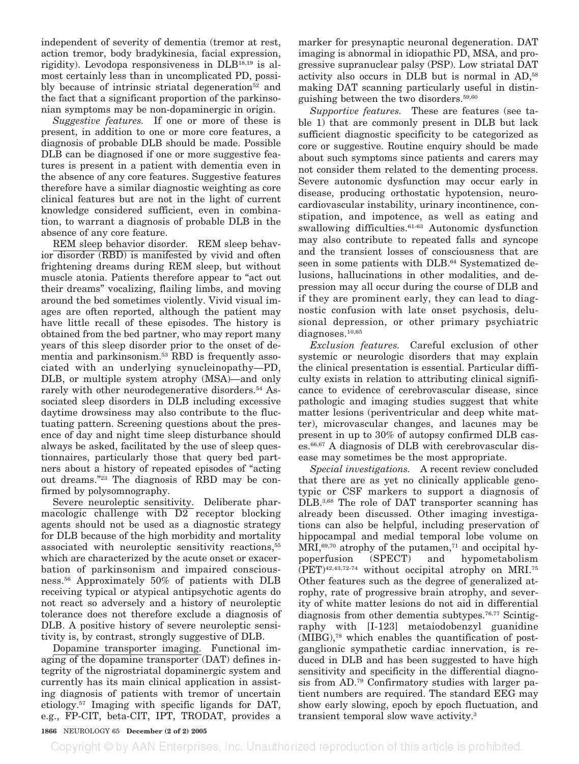independent of severity of dementia (tremor at rest, action tremor, body bradykinesia, facial expression, rigidity). Levodopa responsiveness in DLB[18,19] is almost certainly less than in uncomplicated PD, possibly because of intrinsic striatal degeneration[52] and the fact that a significant proportion of the parkinsonian symptoms may be non-dopaminergic in origin.

*Suggestive features.* If one or more of these is present, in addition to one or more core features, a diagnosis of probable DLB should be made. Possible DLB can be diagnosed if one or more suggestive features is present in a patient with dementia even in the absence of any core features. Suggestive features therefore have a similar diagnostic weighting as core clinical features but are not in the light of current knowledge considered sufficient, even in combination, to warrant a diagnosis of probable DLB in the absence of any core feature.

REM sleep behavior disorder. REM sleep behavior disorder (RBD) is manifested by vivid and often frightening dreams during REM sleep, but without muscle atonia. Patients therefore appear to "act out their dreams" vocalizing, flailing limbs, and moving around the bed sometimes violently. Vivid visual images are often reported, although the patient may have little recall of these episodes. The history is obtained from the bed partner, who may report many years of this sleep disorder prior to the onset of dementia and parkinsonism.[53] RBD is frequently associated with an underlying synucleinopathy—PD, DLB, or multiple system atrophy (MSA)—and only rarely with other neurodegenerative disorders.[54] Associated sleep disorders in DLB including excessive daytime drowsiness may also contribute to the fluctuating pattern. Screening questions about the presence of day and night time sleep disturbance should always be asked, facilitated by the use of sleep questionnaires, particularly those that query bed partners about a history of repeated episodes of "acting out dreams."[23] The diagnosis of RBD may be confirmed by polysomnography.

Severe neuroleptic sensitivity. Deliberate pharmacologic challenge with D2 receptor blocking agents should not be used as a diagnostic strategy for DLB because of the high morbidity and mortality associated with neuroleptic sensitivity reactions,[55] which are characterized by the acute onset or exacerbation of parkinsonism and impaired consciousness.[56] Approximately 50% of patients with DLB receiving typical or atypical antipsychotic agents do not react so adversely and a history of neuroleptic tolerance does not therefore exclude a diagnosis of DLB. A positive history of severe neuroleptic sensitivity is, by contrast, strongly suggestive of DLB.

Dopamine transporter imaging. Functional imaging of the dopamine transporter (DAT) defines integrity of the nigrostriatal dopaminergic system and currently has its main clinical application in assisting diagnosis of patients with tremor of uncertain etiology.[57] Imaging with specific ligands for DAT, e.g., FP-CIT, beta-CIT, IPT, TRODAT, provides a marker for presynaptic neuronal degeneration. DAT imaging is abnormal in idiopathic PD, MSA, and progressive supranuclear palsy (PSP). Low striatal DAT activity also occurs in DLB but is normal in AD,[58] making DAT scanning particularly useful in distinguishing between the two disorders.[59,60]

*Supportive features.* These are features (see table 1) that are commonly present in DLB but lack sufficient diagnostic specificity to be categorized as core or suggestive. Routine enquiry should be made about such symptoms since patients and carers may not consider them related to the dementing process. Severe autonomic dysfunction may occur early in disease, producing orthostatic hypotension, neurocardiovascular instability, urinary incontinence, constipation, and impotence, as well as eating and swallowing difficulties.[61-63] Autonomic dysfunction may also contribute to repeated falls and syncope and the transient losses of consciousness that are seen in some patients with DLB.[64] Systematized delusions, hallucinations in other modalities, and depression may all occur during the course of DLB and if they are prominent early, they can lead to diagnostic confusion with late onset psychosis, delusional depression, or other primary psychiatric diagnoses.[10,65]

*Exclusion features.* Careful exclusion of other systemic or neurologic disorders that may explain the clinical presentation is essential. Particular difficulty exists in relation to attributing clinical significance to evidence of cerebrovascular disease, since pathologic and imaging studies suggest that white matter lesions (periventricular and deep white matter), microvascular changes, and lacunes may be present in up to 30% of autopsy confirmed DLB cases.[66,67] A diagnosis of DLB with cerebrovascular disease may sometimes be the most appropriate.

*Special investigations.* A recent review concluded that there are as yet no clinically applicable genotypic or CSF markers to support a diagnosis of DLB.[3,68] The role of DAT transporter scanning has already been discussed. Other imaging investigations can also be helpful, including preservation of hippocampal and medial temporal lobe volume on MRI,[69,70] atrophy of the putamen,[71] and occipital hypoperfusion (SPECT) and hypometabolism (PET)[42,43,72-74] without occipital atrophy on MRI.[75] Other features such as the degree of generalized atrophy, rate of progressive brain atrophy, and severity of white matter lesions do not aid in differential diagnosis from other dementia subtypes.[76,77] Scintigraphy with [I-123] metaiodobenzyl guanidine (MIBG),[78] which enables the quantification of postganglionic sympathetic cardiac innervation, is reduced in DLB and has been suggested to have high sensitivity and specificity in the differential diagnosis from AD.[79] Confirmatory studies with larger patient numbers are required. The standard EEG may show early slowing, epoch by epoch fluctuation, and transient temporal slow wave activity.[3]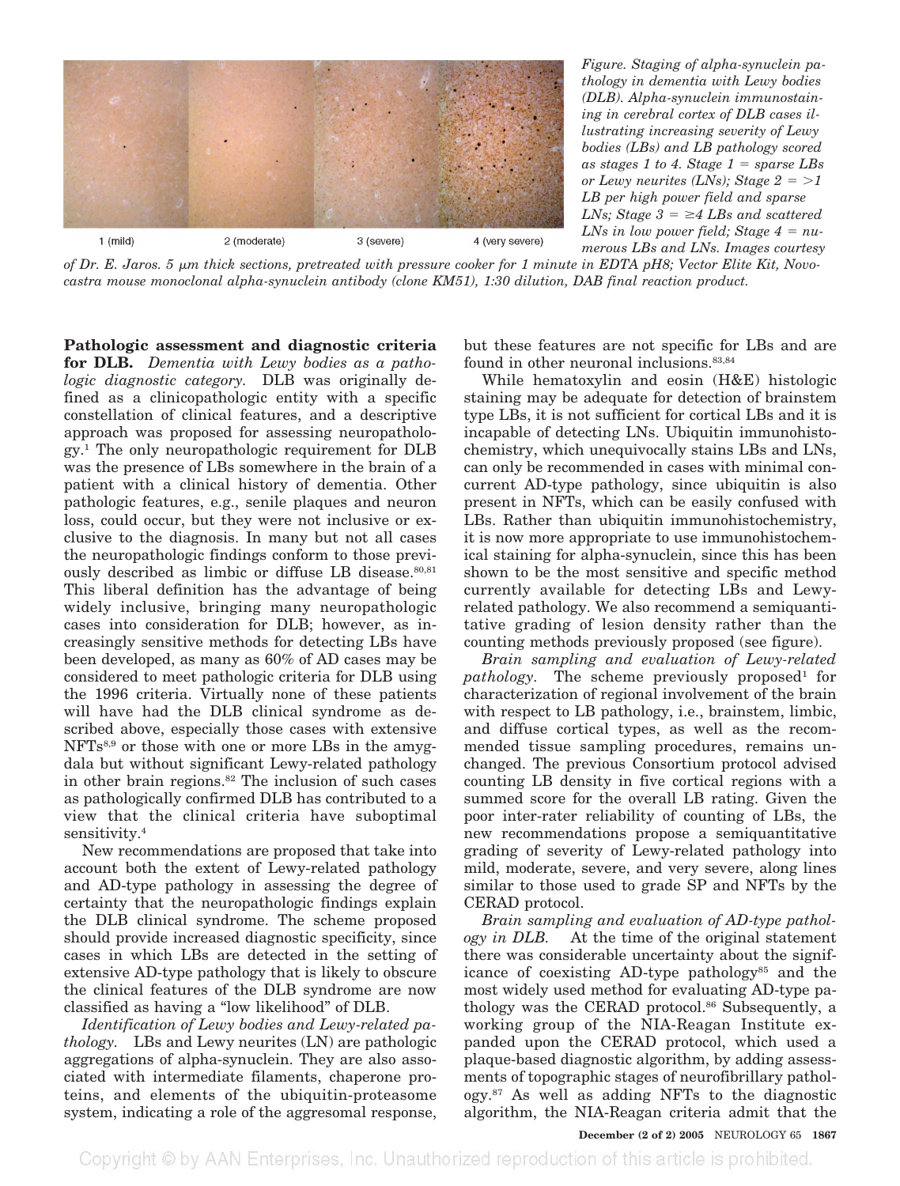1 (mild) 2 (moderate) 3 (severe) 4 (very severe)

*Figure. Staging of alpha-synuclein pathology in dementia with Lewy bodies (DLB). Alpha-synuclein immunostaining in cerebral cortex of DLB cases illustrating increasing severity of Lewy bodies (LBs) and LB pathology scored as stages 1 to 4. Stage 1 = sparse LBs or Lewy neurites (LNs); Stage 2 = >1 LB per high power field and sparse LNs; Stage 3 = ≥4 LBs and scattered LNs in low power field; Stage 4 = numerous LBs and LNs. Images courtesy of Dr. E. Jaros. 5 μm thick sections, pretreated with pressure cooker for 1 minute in EDTA pH8; Vector Elite Kit, Novocastra mouse monoclonal alpha-synuclein antibody (clone KM51), 1:30 dilution, DAB final reaction product.*

**Pathologic assessment and diagnostic criteria for DLB.** *Dementia with Lewy bodies as a pathologic diagnostic category.* DLB was originally defined as a clinicopathologic entity with a specific constellation of clinical features, and a descriptive approach was proposed for assessing neuropathology.[1] The only neuropathologic requirement for DLB was the presence of LBs somewhere in the brain of a patient with a clinical history of dementia. Other pathologic features, e.g., senile plaques and neuron loss, could occur, but they were not inclusive or exclusive to the diagnosis. In many but not all cases the neuropathologic findings conform to those previously described as limbic or diffuse LB disease.[80,81] This liberal definition has the advantage of being widely inclusive, bringing many neuropathologic cases into consideration for DLB; however, as increasingly sensitive methods for detecting LBs have been developed, as many as 60% of AD cases may be considered to meet pathologic criteria for DLB using the 1996 criteria. Virtually none of these patients will have had the DLB clinical syndrome as described above, especially those cases with extensive NFTs[8,9] or those with one or more LBs in the amygdala but without significant Lewy-related pathology in other brain regions.[82] The inclusion of such cases as pathologically confirmed DLB has contributed to a view that the clinical criteria have suboptimal sensitivity.[4]

New recommendations are proposed that take into account both the extent of Lewy-related pathology and AD-type pathology in assessing the degree of certainty that the neuropathologic findings explain the DLB clinical syndrome. The scheme proposed should provide increased diagnostic specificity, since cases in which LBs are detected in the setting of extensive AD-type pathology that is likely to obscure the clinical features of the DLB syndrome are now classified as having a "low likelihood" of DLB.

*Identification of Lewy bodies and Lewy-related pathology.* LBs and Lewy neurites (LN) are pathologic aggregations of alpha-synuclein. They are also associated with intermediate filaments, chaperone proteins, and elements of the ubiquitin-proteasome system, indicating a role of the aggresomal response, but these features are not specific for LBs and are found in other neuronal inclusions.[83,84]

While hematoxylin and eosin (H&E) histologic staining may be adequate for detection of brainstem type LBs, it is not sufficient for cortical LBs and it is incapable of detecting LNs. Ubiquitin immunohistochemistry, which unequivocally stains LBs and LNs, can only be recommended in cases with minimal concurrent AD-type pathology, since ubiquitin is also present in NFTs, which can be easily confused with LBs. Rather than ubiquitin immunohistochemistry, it is now more appropriate to use immunohistochemical staining for alpha-synuclein, since this has been shown to be the most sensitive and specific method currently available for detecting LBs and Lewy-related pathology. We also recommend a semiquantitative grading of lesion density rather than the counting methods previously proposed (see figure).

*Brain sampling and evaluation of Lewy-related pathology.* The scheme previously proposed[1] for characterization of regional involvement of the brain with respect to LB pathology, i.e., brainstem, limbic, and diffuse cortical types, as well as the recommended tissue sampling procedures, remains unchanged. The previous Consortium protocol advised counting LB density in five cortical regions with a summed score for the overall LB rating. Given the poor inter-rater reliability of counting of LBs, the new recommendations propose a semiquantitative grading of severity of Lewy-related pathology into mild, moderate, severe, and very severe, along lines similar to those used to grade SP and NFTs by the CERAD protocol.

*Brain sampling and evaluation of AD-type pathology in DLB.* At the time of the original statement there was considerable uncertainty about the significance of coexisting AD-type pathology[85] and the most widely used method for evaluating AD-type pathology was the CERAD protocol.[86] Subsequently, a working group of the NIA-Reagan Institute expanded upon the CERAD protocol, which used a plaque-based diagnostic algorithm, by adding assessments of topographic stages of neurofibrillary pathology.[87] As well as adding NFTs to the diagnostic algorithm, the NIA-Reagan criteria admit that the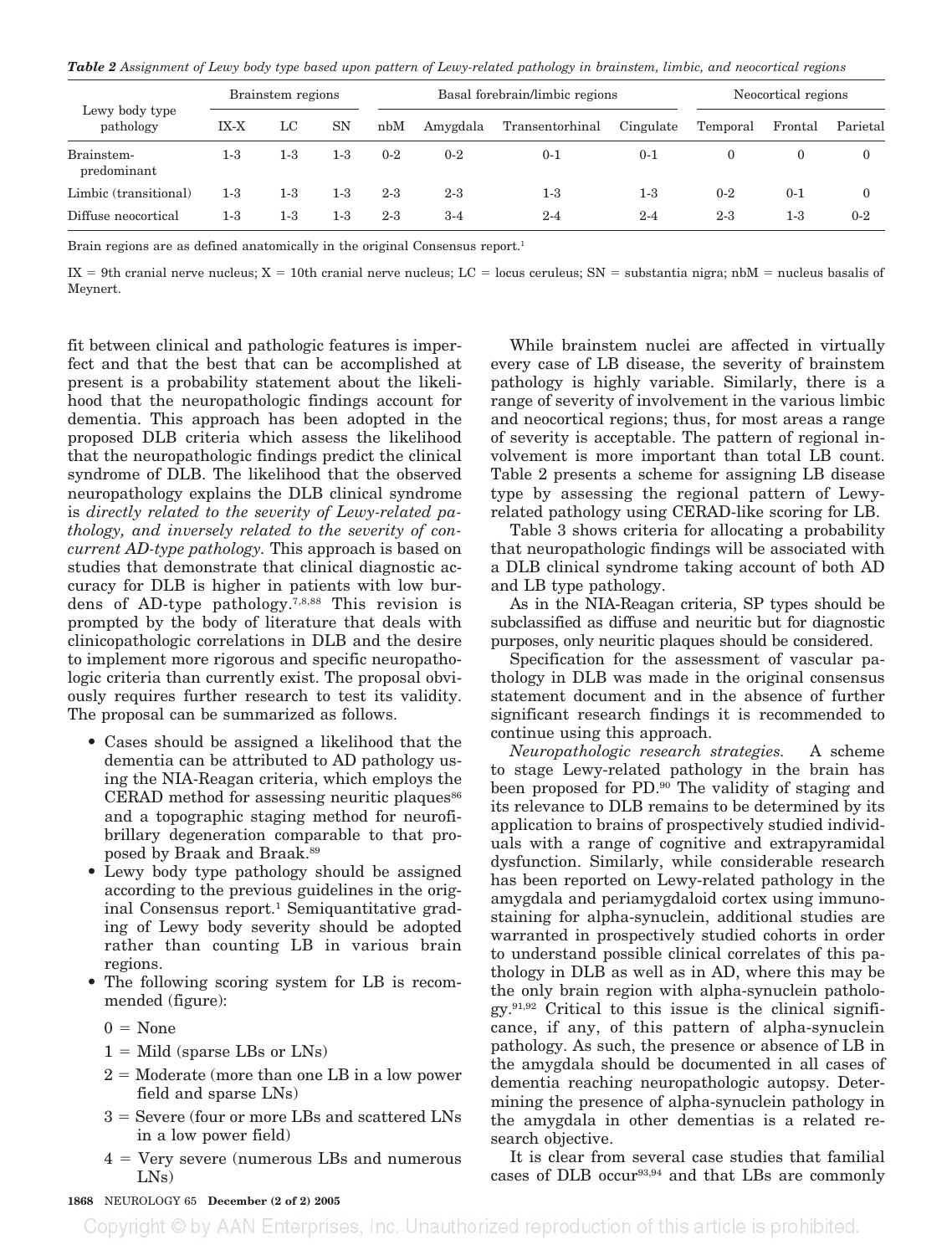*Table 2 Assignment of Lewy body type based upon pattern of Lewy-related pathology in brainstem, limbic, and neocortical regions*

| Lewy body type pathology | Brainstem regions | | | Basal forebrain/limbic regions | | | | Neocortical regions | | |
|---|---|---|---|---|---|---|---|---|---|---|
| | IX-X | LC | SN | nbM | Amygdala | Transentorhinal | Cingulate | Temporal | Frontal | Parietal |
| Brainstem-predominant | 1-3 | 1-3 | 1-3 | 0-2 | 0-2 | 0-1 | 0-1 | 0 | 0 | 0 |
| Limbic (transitional) | 1-3 | 1-3 | 1-3 | 2-3 | 2-3 | 1-3 | 1-3 | 0-2 | 0-1 | 0 |
| Diffuse neocortical | 1-3 | 1-3 | 1-3 | 2-3 | 3-4 | 2-4 | 2-4 | 2-3 | 1-3 | 0-2 |

Brain regions are as defined anatomically in the original Consensus report.[1]

IX = 9th cranial nerve nucleus; X = 10th cranial nerve nucleus; LC = locus ceruleus; SN = substantia nigra; nbM = nucleus basalis of Meynert.

fit between clinical and pathologic features is imperfect and that the best that can be accomplished at present is a probability statement about the likelihood that the neuropathologic findings account for dementia. This approach has been adopted in the proposed DLB criteria which assess the likelihood that the neuropathologic findings predict the clinical syndrome of DLB. The likelihood that the observed neuropathology explains the DLB clinical syndrome is *directly related to the severity of Lewy-related pathology, and inversely related to the severity of concurrent AD-type pathology.* This approach is based on studies that demonstrate that clinical diagnostic accuracy for DLB is higher in patients with low burdens of AD-type pathology.[7,8,88] This revision is prompted by the body of literature that deals with clinicopathologic correlations in DLB and the desire to implement more rigorous and specific neuropathologic criteria than currently exist. The proposal obviously requires further research to test its validity. The proposal can be summarized as follows.

- Cases should be assigned a likelihood that the dementia can be attributed to AD pathology using the NIA-Reagan criteria, which employs the CERAD method for assessing neuritic plaques[86] and a topographic staging method for neurofibrillary degeneration comparable to that proposed by Braak and Braak.[89]
- Lewy body type pathology should be assigned according to the previous guidelines in the original Consensus report.[1] Semiquantitative grading of Lewy body severity should be adopted rather than counting LB in various brain regions.
- The following scoring system for LB is recommended (figure):
  - 0 = None
  - 1 = Mild (sparse LBs or LNs)
  - 2 = Moderate (more than one LB in a low power field and sparse LNs)
  - 3 = Severe (four or more LBs and scattered LNs in a low power field)
  - 4 = Very severe (numerous LBs and numerous LNs)

While brainstem nuclei are affected in virtually every case of LB disease, the severity of brainstem pathology is highly variable. Similarly, there is a range of severity of involvement in the various limbic and neocortical regions; thus, for most areas a range of severity is acceptable. The pattern of regional involvement is more important than total LB count. Table 2 presents a scheme for assigning LB disease type by assessing the regional pattern of Lewy-related pathology using CERAD-like scoring for LB.

Table 3 shows criteria for allocating a probability that neuropathologic findings will be associated with a DLB clinical syndrome taking account of both AD and LB type pathology.

As in the NIA-Reagan criteria, SP types should be subclassified as diffuse and neuritic but for diagnostic purposes, only neuritic plaques should be considered.

Specification for the assessment of vascular pathology in DLB was made in the original consensus statement document and in the absence of further significant research findings it is recommended to continue using this approach.

*Neuropathologic research strategies.* A scheme to stage Lewy-related pathology in the brain has been proposed for PD.[90] The validity of staging and its relevance to DLB remains to be determined by its application to brains of prospectively studied individuals with a range of cognitive and extrapyramidal dysfunction. Similarly, while considerable research has been reported on Lewy-related pathology in the amygdala and periamygdaloid cortex using immunostaining for alpha-synuclein, additional studies are warranted in prospectively studied cohorts in order to understand possible clinical correlates of this pathology in DLB as well as in AD, where this may be the only brain region with alpha-synuclein pathology.[91,92] Critical to this issue is the clinical significance, if any, of this pattern of alpha-synuclein pathology. As such, the presence or absence of LB in the amygdala should be documented in all cases of dementia reaching neuropathologic autopsy. Determining the presence of alpha-synuclein pathology in the amygdala in other dementias is a related research objective.

It is clear from several case studies that familial cases of DLB occur[93,94] and that LBs are commonly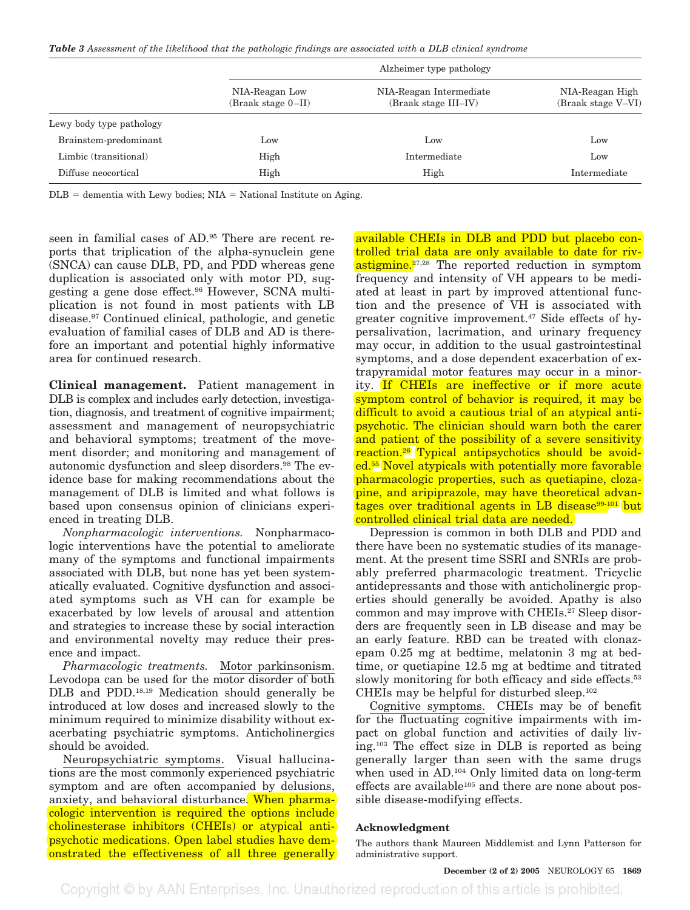*Table 3 Assessment of the likelihood that the pathologic findings are associated with a DLB clinical syndrome*

| | Alzheimer type pathology | | |
|---|---|---|---|
| | NIA-Reagan Low (Braak stage 0–II) | NIA-Reagan Intermediate (Braak stage III–IV) | NIA-Reagan High (Braak stage V–VI) |
| Lewy body type pathology | | | |
| Brainstem-predominant | Low | Low | Low |
| Limbic (transitional) | High | Intermediate | Low |
| Diffuse neocortical | High | High | Intermediate |

DLB = dementia with Lewy bodies; NIA = National Institute on Aging.

seen in familial cases of AD.[95] There are recent reports that triplication of the alpha-synuclein gene (SNCA) can cause DLB, PD, and PDD whereas gene duplication is associated only with motor PD, suggesting a gene dose effect.[96] However, SCNA multiplication is not found in most patients with LB disease.[97] Continued clinical, pathologic, and genetic evaluation of familial cases of DLB and AD is therefore an important and potential highly informative area for continued research.

**Clinical management.** Patient management in DLB is complex and includes early detection, investigation, diagnosis, and treatment of cognitive impairment; assessment and management of neuropsychiatric and behavioral symptoms; treatment of the movement disorder; and monitoring and management of autonomic dysfunction and sleep disorders.[98] The evidence base for making recommendations about the management of DLB is limited and what follows is based upon consensus opinion of clinicians experienced in treating DLB.

*Nonpharmacologic interventions.* Nonpharmacologic interventions have the potential to ameliorate many of the symptoms and functional impairments associated with DLB, but none has yet been systematically evaluated. Cognitive dysfunction and associated symptoms such as VH can for example be exacerbated by low levels of arousal and attention and strategies to increase these by social interaction and environmental novelty may reduce their presence and impact.

*Pharmacologic treatments.* Motor parkinsonism. Levodopa can be used for the motor disorder of both DLB and PDD.[18,19] Medication should generally be introduced at low doses and increased slowly to the minimum required to minimize disability without exacerbating psychiatric symptoms. Anticholinergics should be avoided.

Neuropsychiatric symptoms. Visual hallucinations are the most commonly experienced psychiatric symptom and are often accompanied by delusions, anxiety, and behavioral disturbance. When pharmacologic intervention is required the options include cholinesterase inhibitors (CHEIs) or atypical antipsychotic medications. Open label studies have demonstrated the effectiveness of all three generally available CHEIs in DLB and PDD but placebo controlled trial data are only available to date for rivastigmine.[27,28] The reported reduction in symptom frequency and intensity of VH appears to be mediated at least in part by improved attentional function and the presence of VH is associated with greater cognitive improvement.[47] Side effects of hypersalivation, lacrimation, and urinary frequency may occur, in addition to the usual gastrointestinal symptoms, and a dose dependent exacerbation of extrapyramidal motor features may occur in a minority. If CHEIs are ineffective or if more acute symptom control of behavior is required, it may be difficult to avoid a cautious trial of an atypical antipsychotic. The clinician should warn both the carer and patient of the possibility of a severe sensitivity reaction.[26] Typical antipsychotics should be avoided.[55] Novel atypicals with potentially more favorable pharmacologic properties, such as quetiapine, clozapine, and aripiprazole, may have theoretical advantages over traditional agents in LB disease[99-101] but controlled clinical trial data are needed.

Depression is common in both DLB and PDD and there have been no systematic studies of its management. At the present time SSRI and SNRIs are probably preferred pharmacologic treatment. Tricyclic antidepressants and those with anticholinergic properties should generally be avoided. Apathy is also common and may improve with CHEIs.[27] Sleep disorders are frequently seen in LB disease and may be an early feature. RBD can be treated with clonazepam 0.25 mg at bedtime, melatonin 3 mg at bedtime, or quetiapine 12.5 mg at bedtime and titrated slowly monitoring for both efficacy and side effects.[53] CHEIs may be helpful for disturbed sleep.[102]

Cognitive symptoms. CHEIs may be of benefit for the fluctuating cognitive impairments with impact on global function and activities of daily living.[103] The effect size in DLB is reported as being generally larger than seen with the same drugs when used in AD.[104] Only limited data on long-term effects are available[105] and there are none about possible disease-modifying effects.

### Acknowledgment

The authors thank Maureen Middlemist and Lynn Patterson for administrative support.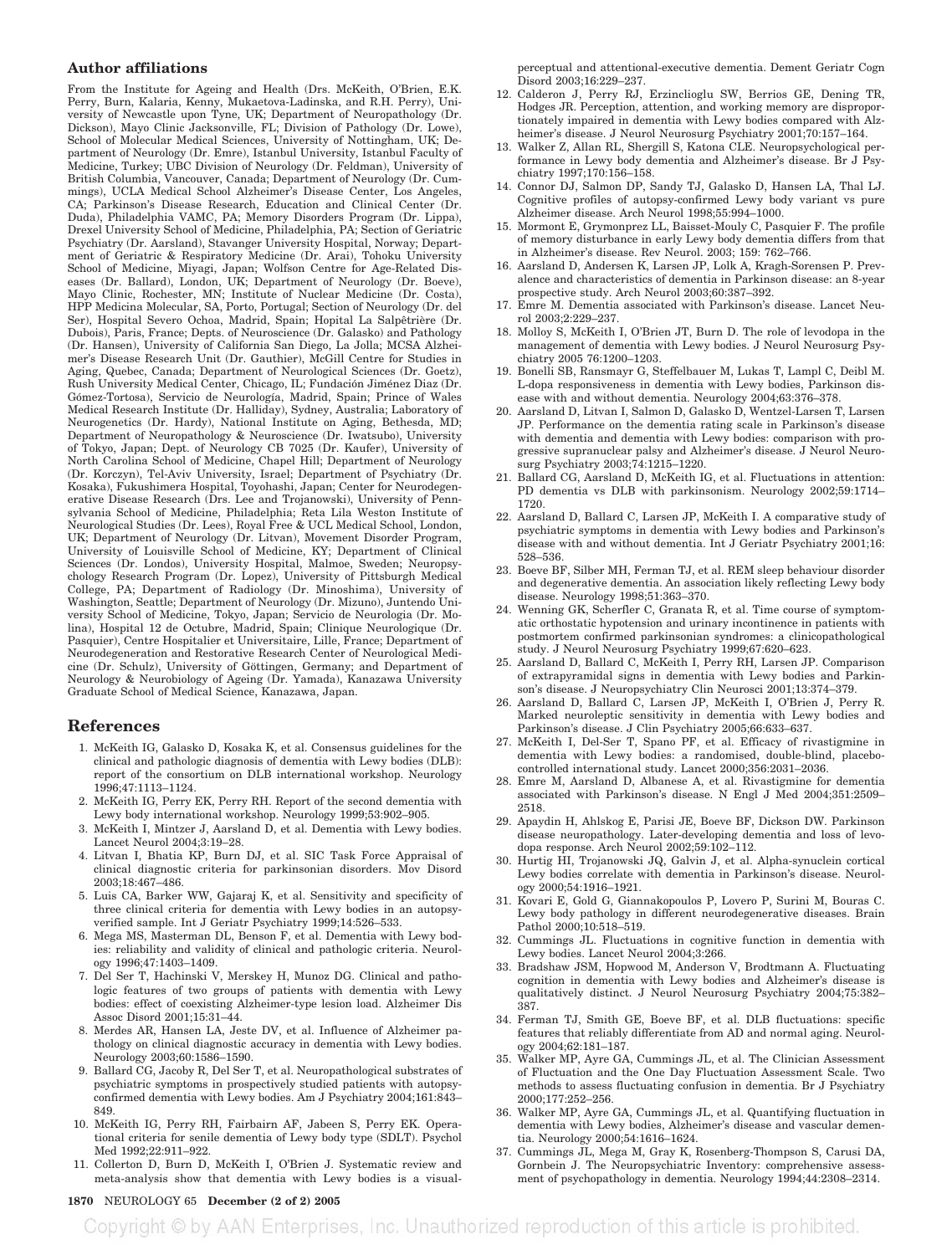### Author affiliations

From the Institute for Ageing and Health (Drs. McKeith, O'Brien, E.K. Perry, Burn, Kalaria, Kenny, Mukaetova-Ladinska, and R.H. Perry), University of Newcastle upon Tyne, UK; Department of Neuropathology (Dr. Dickson), Mayo Clinic Jacksonville, FL; Division of Pathology (Dr. Lowe), School of Molecular Medical Sciences, University of Nottingham, UK; Department of Neurology (Dr. Emre), Istanbul University, Istanbul Faculty of Medicine, Turkey; UBC Division of Neurology (Dr. Feldman), University of British Columbia, Vancouver, Canada; Department of Neurology (Dr. Cummings), UCLA Medical School Alzheimer's Disease Center, Los Angeles, CA; Parkinson's Disease Research, Education and Clinical Center (Dr. Duda), Philadelphia VAMC, PA; Memory Disorders Program (Dr. Lippa), Drexel University School of Medicine, Philadelphia, PA; Section of Geriatric Psychiatry (Dr. Aarsland), Stavanger University Hospital, Norway; Department of Geriatric & Respiratory Medicine (Dr. Arai), Tohoku University School of Medicine, Miyagi, Japan; Wolfson Centre for Age-Related Diseases (Dr. Ballard), London, UK; Department of Neurology (Dr. Boeve), Mayo Clinic, Rochester, MN; Institute of Nuclear Medicine (Dr. Costa), HPP Medicina Molecular, SA, Porto, Portugal; Section of Neurology (Dr. del Ser), Hospital Severo Ochoa, Madrid, Spain; Hopital La Salpêtrière (Dr. Dubois), Paris, France; Depts. of Neuroscience (Dr. Galasko) and Pathology (Dr. Hansen), University of California San Diego, La Jolla; MCSA Alzheimer's Disease Research Unit (Dr. Gauthier), McGill Centre for Studies in Aging, Quebec, Canada; Department of Neurological Sciences (Dr. Goetz), Rush University Medical Center, Chicago, IL; Fundación Jiménez Diaz (Dr. Gómez-Tortosa), Servicio de Neurología, Madrid, Spain; Prince of Wales Medical Research Institute (Dr. Halliday), Sydney, Australia; Laboratory of Neurogenetics (Dr. Hardy), National Institute on Aging, Bethesda, MD; Department of Neuropathology & Neuroscience (Dr. Iwatsubo), University of Tokyo, Japan; Dept. of Neurology CB 7025 (Dr. Kaufer), University of North Carolina School of Medicine, Chapel Hill; Department of Neurology (Dr. Korczyn), Tel-Aviv University, Israel; Department of Psychiatry (Dr. Kosaka), Fukushimera Hospital, Toyohashi, Japan; Center for Neurodegenerative Disease Research (Drs. Lee and Trojanowski), University of Pennsylvania School of Medicine, Philadelphia; Reta Lila Weston Institute of Neurological Studies (Dr. Lees), Royal Free & UCL Medical School, London, UK; Department of Neurology (Dr. Litvan), Movement Disorder Program, University of Louisville School of Medicine, KY; Department of Clinical Sciences (Dr. Londos), University Hospital, Malmoe, Sweden; Neuropsychology Research Program (Dr. Lopez), University of Pittsburgh Medical College, PA; Department of Radiology (Dr. Minoshima), University of Washington, Seattle; Department of Neurology (Dr. Mizuno), Juntendo University School of Medicine, Tokyo, Japan; Servicio de Neurologia (Dr. Molina), Hospital 12 de Octubre, Madrid, Spain; Clinique Neurologique (Dr. Pasquier), Centre Hospitalier et Universitaire, Lille, France; Department of Neurodegeneration and Restorative Research Center of Neurological Medicine (Dr. Schulz), University of Göttingen, Germany; and Department of Neurology & Neurobiology of Ageing (Dr. Yamada), Kanazawa University Graduate School of Medical Science, Kanazawa, Japan.

## References

1. McKeith IG, Galasko D, Kosaka K, et al. Consensus guidelines for the clinical and pathologic diagnosis of dementia with Lewy bodies (DLB): report of the consortium on DLB international workshop. Neurology 1996;47:1113–1124.
2. McKeith IG, Perry EK, Perry RH. Report of the second dementia with Lewy body international workshop. Neurology 1999;53:902–905.
3. McKeith I, Mintzer J, Aarsland D, et al. Dementia with Lewy bodies. Lancet Neurol 2004;3:19–28.
4. Litvan I, Bhatia KP, Burn DJ, et al. SIC Task Force Appraisal of clinical diagnostic criteria for parkinsonian disorders. Mov Disord 2003;18:467–486.
5. Luis CA, Barker WW, Gajaraj K, et al. Sensitivity and specificity of three clinical criteria for dementia with Lewy bodies in an autopsy-verified sample. Int J Geriatr Psychiatry 1999;14:526–533.
6. Mega MS, Masterman DL, Benson F, et al. Dementia with Lewy bodies: reliability and validity of clinical and pathologic criteria. Neurology 1996;47:1403–1409.
7. Del Ser T, Hachinski V, Merskey H, Munoz DG. Clinical and pathologic features of two groups of patients with dementia with Lewy bodies: effect of coexisting Alzheimer-type lesion load. Alzheimer Dis Assoc Disord 2001;15:31–44.
8. Merdes AR, Hansen LA, Jeste DV, et al. Influence of Alzheimer pathology on clinical diagnostic accuracy in dementia with Lewy bodies. Neurology 2003;60:1586–1590.
9. Ballard CG, Jacoby R, Del Ser T, et al. Neuropathological substrates of psychiatric symptoms in prospectively studied patients with autopsy-confirmed dementia with Lewy bodies. Am J Psychiatry 2004;161:843–849.
10. McKeith IG, Perry RH, Fairbairn AF, Jabeen S, Perry EK. Operational criteria for senile dementia of Lewy body type (SDLT). Psychol Med 1992;22:911–922.
11. Collerton D, Burn D, McKeith I, O'Brien J. Systematic review and meta-analysis show that dementia with Lewy bodies is a visual-perceptual and attentional-executive dementia. Dement Geriatr Cogn Disord 2003;16:229–237.
12. Calderon J, Perry RJ, Erzinclioglu SW, Berrios GE, Dening TR, Hodges JR. Perception, attention, and working memory are disproportionately impaired in dementia with Lewy bodies compared with Alzheimer's disease. J Neurol Neurosurg Psychiatry 2001;70:157–164.
13. Walker Z, Allan RL, Shergill S, Katona CLE. Neuropsychological performance in Lewy body dementia and Alzheimer's disease. Br J Psychiatry 1997;170:156–158.
14. Connor DJ, Salmon DP, Sandy TJ, Galasko D, Hansen LA, Thal LJ. Cognitive profiles of autopsy-confirmed Lewy body variant vs pure Alzheimer disease. Arch Neurol 1998;55:994–1000.
15. Mormont E, Grymonprez LL, Baisset-Mouly C, Pasquier F. The profile of memory disturbance in early Lewy body dementia differs from that in Alzheimer's disease. Rev Neurol. 2003; 159: 762–766.
16. Aarsland D, Andersen K, Larsen JP, Lolk A, Kragh-Sorensen P. Prevalence and characteristics of dementia in Parkinson disease: an 8-year prospective study. Arch Neurol 2003;60:387–392.
17. Emre M. Dementia associated with Parkinson's disease. Lancet Neurol 2003;2:229–237.
18. Molloy S, McKeith I, O'Brien JT, Burn D. The role of levodopa in the management of dementia with Lewy bodies. J Neurol Neurosurg Psychiatry 2005 76:1200–1203.
19. Bonelli SB, Ransmayr G, Steffelbauer M, Lukas T, Lampl C, Deibl M. L-dopa responsiveness in dementia with Lewy bodies, Parkinson disease with and without dementia. Neurology 2004;63:376–378.
20. Aarsland D, Litvan I, Salmon D, Galasko D, Wentzel-Larsen T, Larsen JP. Performance on the dementia rating scale in Parkinson's disease with dementia and dementia with Lewy bodies: comparison with progressive supranuclear palsy and Alzheimer's disease. J Neurol Neurosurg Psychiatry 2003;74:1215–1220.
21. Ballard CG, Aarsland D, McKeith IG, et al. Fluctuations in attention: PD dementia vs DLB with parkinsonism. Neurology 2002;59:1714–1720.
22. Aarsland D, Ballard C, Larsen JP, McKeith I. A comparative study of psychiatric symptoms in dementia with Lewy bodies and Parkinson's disease with and without dementia. Int J Geriatr Psychiatry 2001;16:528–536.
23. Boeve BF, Silber MH, Ferman TJ, et al. REM sleep behaviour disorder and degenerative dementia. An association likely reflecting Lewy body disease. Neurology 1998;51:363–370.
24. Wenning GK, Scherfler C, Granata R, et al. Time course of symptomatic orthostatic hypotension and urinary incontinence in patients with postmortem confirmed parkinsonian syndromes: a clinicopathological study. J Neurol Neurosurg Psychiatry 1999;67:620–623.
25. Aarsland D, Ballard C, McKeith I, Perry RH, Larsen JP. Comparison of extrapyramidal signs in dementia with Lewy bodies and Parkinson's disease. J Neuropsychiatry Clin Neurosci 2001;13:374–379.
26. Aarsland D, Ballard C, Larsen JP, McKeith I, O'Brien J, Perry R. Marked neuroleptic sensitivity in dementia with Lewy bodies and Parkinson's disease. J Clin Psychiatry 2005;66:633–637.
27. McKeith I, Del-Ser T, Spano PF, et al. Efficacy of rivastigmine in dementia with Lewy bodies: a randomised, double-blind, placebo-controlled international study. Lancet 2000;356:2031–2036.
28. Emre M, Aarsland D, Albanese A, et al. Rivastigmine for dementia associated with Parkinson's disease. N Engl J Med 2004;351:2509–2518.
29. Apaydin H, Ahlskog E, Parisi JE, Boeve BF, Dickson DW. Parkinson disease neuropathology. Later-developing dementia and loss of levodopa response. Arch Neurol 2002;59:102–112.
30. Hurtig HI, Trojanowski JQ, Galvin J, et al. Alpha-synuclein cortical Lewy bodies correlate with dementia in Parkinson's disease. Neurology 2000;54:1916–1921.
31. Kovari E, Gold G, Giannakopoulos P, Lovero P, Surini M, Bouras C. Lewy body pathology in different neurodegenerative diseases. Brain Pathol 2000;10:518–519.
32. Cummings JL. Fluctuations in cognitive function in dementia with Lewy bodies. Lancet Neurol 2004;3:266.
33. Bradshaw JSM, Hopwood M, Anderson V, Brodtmann A. Fluctuating cognition in dementia with Lewy bodies and Alzheimer's disease is qualitatively distinct. J Neurol Neurosurg Psychiatry 2004;75:382–387.
34. Ferman TJ, Smith GE, Boeve BF, et al. DLB fluctuations: specific features that reliably differentiate from AD and normal aging. Neurology 2004;62:181–187.
35. Walker MP, Ayre GA, Cummings JL, et al. The Clinician Assessment of Fluctuation and the One Day Fluctuation Assessment Scale. Two methods to assess fluctuating confusion in dementia. Br J Psychiatry 2000;177:252–256.
36. Walker MP, Ayre GA, Cummings JL, et al. Quantifying fluctuation in dementia with Lewy bodies, Alzheimer's disease and vascular dementia. Neurology 2000;54:1616–1624.
37. Cummings JL, Mega M, Gray K, Rosenberg-Thompson S, Carusi DA, Gornbein J. The Neuropsychiatric Inventory: comprehensive assessment of psychopathology in dementia. Neurology 1994;44:2308–2314.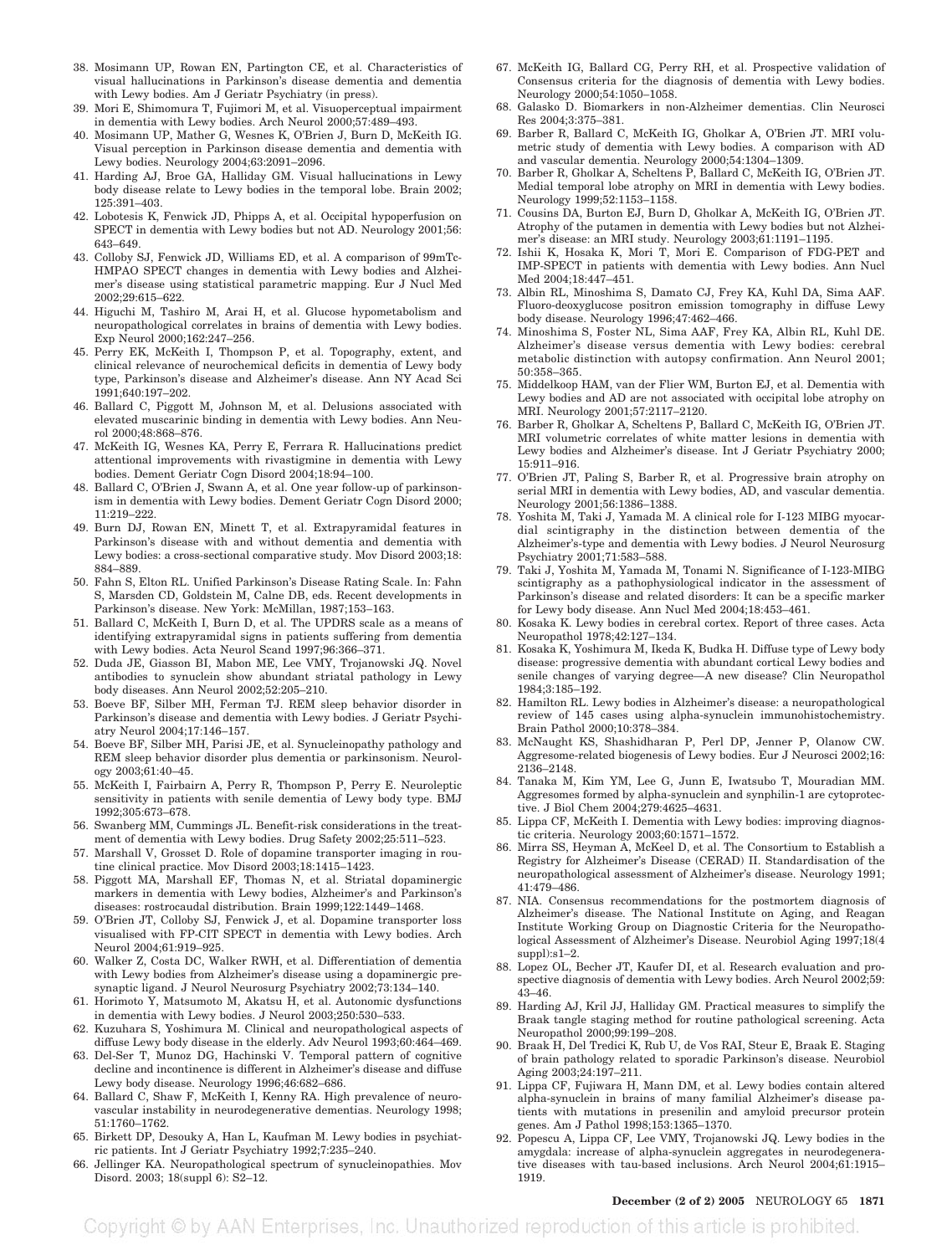38. Mosimann UP, Rowan EN, Partington CE, et al. Characteristics of visual hallucinations in Parkinson's disease dementia and dementia with Lewy bodies. Am J Geriatr Psychiatry (in press).
39. Mori E, Shimomura T, Fujimori M, et al. Visuoperceptual impairment in dementia with Lewy bodies. Arch Neurol 2000;57:489–493.
40. Mosimann UP, Mather G, Wesnes K, O'Brien J, Burn D, McKeith IG. Visual perception in Parkinson disease dementia and dementia with Lewy bodies. Neurology 2004;63:2091–2096.
41. Harding AJ, Broe GA, Halliday GM. Visual hallucinations in Lewy body disease relate to Lewy bodies in the temporal lobe. Brain 2002; 125:391–403.
42. Lobotesis K, Fenwick JD, Phipps A, et al. Occipital hypoperfusion on SPECT in dementia with Lewy bodies but not AD. Neurology 2001;56: 643–649.
43. Colloby SJ, Fenwick JD, Williams ED, et al. A comparison of 99mTc-HMPAO SPECT changes in dementia with Lewy bodies and Alzheimer's disease using statistical parametric mapping. Eur J Nucl Med 2002;29:615–622.
44. Higuchi M, Tashiro M, Arai H, et al. Glucose hypometabolism and neuropathological correlates in brains of dementia with Lewy bodies. Exp Neurol 2000;162:247–256.
45. Perry EK, McKeith I, Thompson P, et al. Topography, extent, and clinical relevance of neurochemical deficits in dementia of Lewy body type, Parkinson's disease and Alzheimer's disease. Ann NY Acad Sci 1991;640:197–202.
46. Ballard C, Piggott M, Johnson M, et al. Delusions associated with elevated muscarinic binding in dementia with Lewy bodies. Ann Neurol 2000;48:868–876.
47. McKeith IG, Wesnes KA, Perry E, Ferrara R. Hallucinations predict attentional improvements with rivastigmine in dementia with Lewy bodies. Dement Geriatr Cogn Disord 2004;18:94–100.
48. Ballard C, O'Brien J, Swann A, et al. One year follow-up of parkinsonism in dementia with Lewy bodies. Dement Geriatr Cogn Disord 2000; 11:219–222.
49. Burn DJ, Rowan EN, Minett T, et al. Extrapyramidal features in Parkinson's disease with and without dementia and dementia with Lewy bodies: a cross-sectional comparative study. Mov Disord 2003;18: 884–889.
50. Fahn S, Elton RL. Unified Parkinson's Disease Rating Scale. In: Fahn S, Marsden CD, Goldstein M, Calne DB, eds. Recent developments in Parkinson's disease. New York: McMillan, 1987;153–163.
51. Ballard C, McKeith I, Burn D, et al. The UPDRS scale as a means of identifying extrapyramidal signs in patients suffering from dementia with Lewy bodies. Acta Neurol Scand 1997;96:366–371.
52. Duda JE, Giasson BI, Mabon ME, Lee VMY, Trojanowski JQ. Novel antibodies to synuclein show abundant striatal pathology in Lewy body diseases. Ann Neurol 2002;52:205–210.
53. Boeve BF, Silber MH, Ferman TJ. REM sleep behavior disorder in Parkinson's disease and dementia with Lewy bodies. J Geriatr Psychiatry Neurol 2004;17:146–157.
54. Boeve BF, Silber MH, Parisi JE, et al. Synucleinopathy pathology and REM sleep behavior disorder plus dementia or parkinsonism. Neurology 2003;61:40–45.
55. McKeith I, Fairbairn A, Perry R, Thompson P, Perry E. Neuroleptic sensitivity in patients with senile dementia of Lewy body type. BMJ 1992;305:673–678.
56. Swanberg MM, Cummings JL. Benefit-risk considerations in the treatment of dementia with Lewy bodies. Drug Safety 2002;25:511–523.
57. Marshall V, Grosset D. Role of dopamine transporter imaging in routine clinical practice. Mov Disord 2003;18:1415–1423.
58. Piggott MA, Marshall EF, Thomas N, et al. Striatal dopaminergic markers in dementia with Lewy bodies, Alzheimer's and Parkinson's diseases: rostrocaudal distribution. Brain 1999;122:1449–1468.
59. O'Brien JT, Colloby SJ, Fenwick J, et al. Dopamine transporter loss visualised with FP-CIT SPECT in dementia with Lewy bodies. Arch Neurol 2004;61:919–925.
60. Walker Z, Costa DC, Walker RWH, et al. Differentiation of dementia with Lewy bodies from Alzheimer's disease using a dopaminergic presynaptic ligand. J Neurol Neurosurg Psychiatry 2002;73:134–140.
61. Horimoto Y, Matsumoto M, Akatsu H, et al. Autonomic dysfunctions in dementia with Lewy bodies. J Neurol 2003;250:530–533.
62. Kuzuhara S, Yoshimura M. Clinical and neuropathological aspects of diffuse Lewy body disease in the elderly. Adv Neurol 1993;60:464–469.
63. Del-Ser T, Munoz DG, Hachinski V. Temporal pattern of cognitive decline and incontinence is different in Alzheimer's disease and diffuse Lewy body disease. Neurology 1996;46:682–686.
64. Ballard C, Shaw F, McKeith I, Kenny RA. High prevalence of neurovascular instability in neurodegenerative dementias. Neurology 1998; 51:1760–1762.
65. Birkett DP, Desouky A, Han L, Kaufman M. Lewy bodies in psychiatric patients. Int J Geriatr Psychiatry 1992;7:235–240.
66. Jellinger KA. Neuropathological spectrum of synucleinopathies. Mov Disord. 2003; 18(suppl 6): S2–12.
67. McKeith IG, Ballard CG, Perry RH, et al. Prospective validation of Consensus criteria for the diagnosis of dementia with Lewy bodies. Neurology 2000;54:1050–1058.
68. Galasko D. Biomarkers in non-Alzheimer dementias. Clin Neurosci Res 2004;3:375–381.
69. Barber R, Ballard C, McKeith IG, Gholkar A, O'Brien JT. MRI volumetric study of dementia with Lewy bodies. A comparison with AD and vascular dementia. Neurology 2000;54:1304–1309.
70. Barber R, Gholkar A, Scheltens P, Ballard C, McKeith IG, O'Brien JT. Medial temporal lobe atrophy on MRI in dementia with Lewy bodies. Neurology 1999;52:1153–1158.
71. Cousins DA, Burton EJ, Burn D, Gholkar A, McKeith IG, O'Brien JT. Atrophy of the putamen in dementia with Lewy bodies but not Alzheimer's disease: an MRI study. Neurology 2003;61:1191–1195.
72. Ishii K, Hosaka K, Mori T, Mori E. Comparison of FDG-PET and IMP-SPECT in patients with dementia with Lewy bodies. Ann Nucl Med 2004;18:447–451.
73. Albin RL, Minoshima S, Damato CJ, Frey KA, Kuhl DA, Sima AAF. Fluoro-deoxyglucose positron emission tomography in diffuse Lewy body disease. Neurology 1996;47:462–466.
74. Minoshima S, Foster NL, Sima AAF, Frey KA, Albin RL, Kuhl DE. Alzheimer's disease versus dementia with Lewy bodies: cerebral metabolic distinction with autopsy confirmation. Ann Neurol 2001; 50:358–365.
75. Middelkoop HAM, van der Flier WM, Burton EJ, et al. Dementia with Lewy bodies and AD are not associated with occipital lobe atrophy on MRI. Neurology 2001;57:2117–2120.
76. Barber R, Gholkar A, Scheltens P, Ballard C, McKeith IG, O'Brien JT. MRI volumetric correlates of white matter lesions in dementia with Lewy bodies and Alzheimer's disease. Int J Geriatr Psychiatry 2000; 15:911–916.
77. O'Brien JT, Paling S, Barber R, et al. Progressive brain atrophy on serial MRI in dementia with Lewy bodies, AD, and vascular dementia. Neurology 2001;56:1386–1388.
78. Yoshita M, Taki J, Yamada M. A clinical role for I-123 MIBG myocardial scintigraphy in the distinction between dementia of the Alzheimer's-type and dementia with Lewy bodies. J Neurol Neurosurg Psychiatry 2001;71:583–588.
79. Taki J, Yoshita M, Yamada M, Tonami N. Significance of I-123-MIBG scintigraphy as a pathophysiological indicator in the assessment of Parkinson's disease and related disorders: It can be a specific marker for Lewy body disease. Ann Nucl Med 2004;18:453–461.
80. Kosaka K. Lewy bodies in cerebral cortex. Report of three cases. Acta Neuropathol 1978;42:127–134.
81. Kosaka K, Yoshimura M, Ikeda K, Budka H. Diffuse type of Lewy body disease: progressive dementia with abundant cortical Lewy bodies and senile changes of varying degree—A new disease? Clin Neuropathol 1984;3:185–192.
82. Hamilton RL. Lewy bodies in Alzheimer's disease: a neuropathological review of 145 cases using alpha-synuclein immunohistochemistry. Brain Pathol 2000;10:378–384.
83. McNaught KS, Shashidharan P, Perl DP, Jenner P, Olanow CW. Aggresome-related biogenesis of Lewy bodies. Eur J Neurosci 2002;16: 2136–2148.
84. Tanaka M, Kim YM, Lee G, Junn E, Iwatsubo T, Mouradian MM. Aggresomes formed by alpha-synuclein and synphilin-1 are cytoprotective. J Biol Chem 2004;279:4625–4631.
85. Lippa CF, McKeith I. Dementia with Lewy bodies: improving diagnostic criteria. Neurology 2003;60:1571–1572.
86. Mirra SS, Heyman A, McKeel D, et al. The Consortium to Establish a Registry for Alzheimer's Disease (CERAD) II. Standardisation of the neuropathological assessment of Alzheimer's disease. Neurology 1991; 41:479–486.
87. NIA. Consensus recommendations for the postmortem diagnosis of Alzheimer's disease. The National Institute on Aging, and Reagan Institute Working Group on Diagnostic Criteria for the Neuropathological Assessment of Alzheimer's Disease. Neurobiol Aging 1997;18(4 suppl):s1–2.
88. Lopez OL, Becher JT, Kaufer DI, et al. Research evaluation and prospective diagnosis of dementia with Lewy bodies. Arch Neurol 2002;59: 43–46.
89. Harding AJ, Kril JJ, Halliday GM. Practical measures to simplify the Braak tangle staging method for routine pathological screening. Acta Neuropathol 2000;99:199–208.
90. Braak H, Del Tredici K, Rub U, de Vos RAI, Steur E, Braak E. Staging of brain pathology related to sporadic Parkinson's disease. Neurobiol Aging 2003;24:197–211.
91. Lippa CF, Fujiwara H, Mann DM, et al. Lewy bodies contain altered alpha-synuclein in brains of many familial Alzheimer's disease patients with mutations in presenilin and amyloid precursor protein genes. Am J Pathol 1998;153:1365–1370.
92. Popescu A, Lippa CF, Lee VMY, Trojanowski JQ. Lewy bodies in the amygdala: increase of alpha-synuclein aggregates in neurodegenerative diseases with tau-based inclusions. Arch Neurol 2004;61:1915–1919.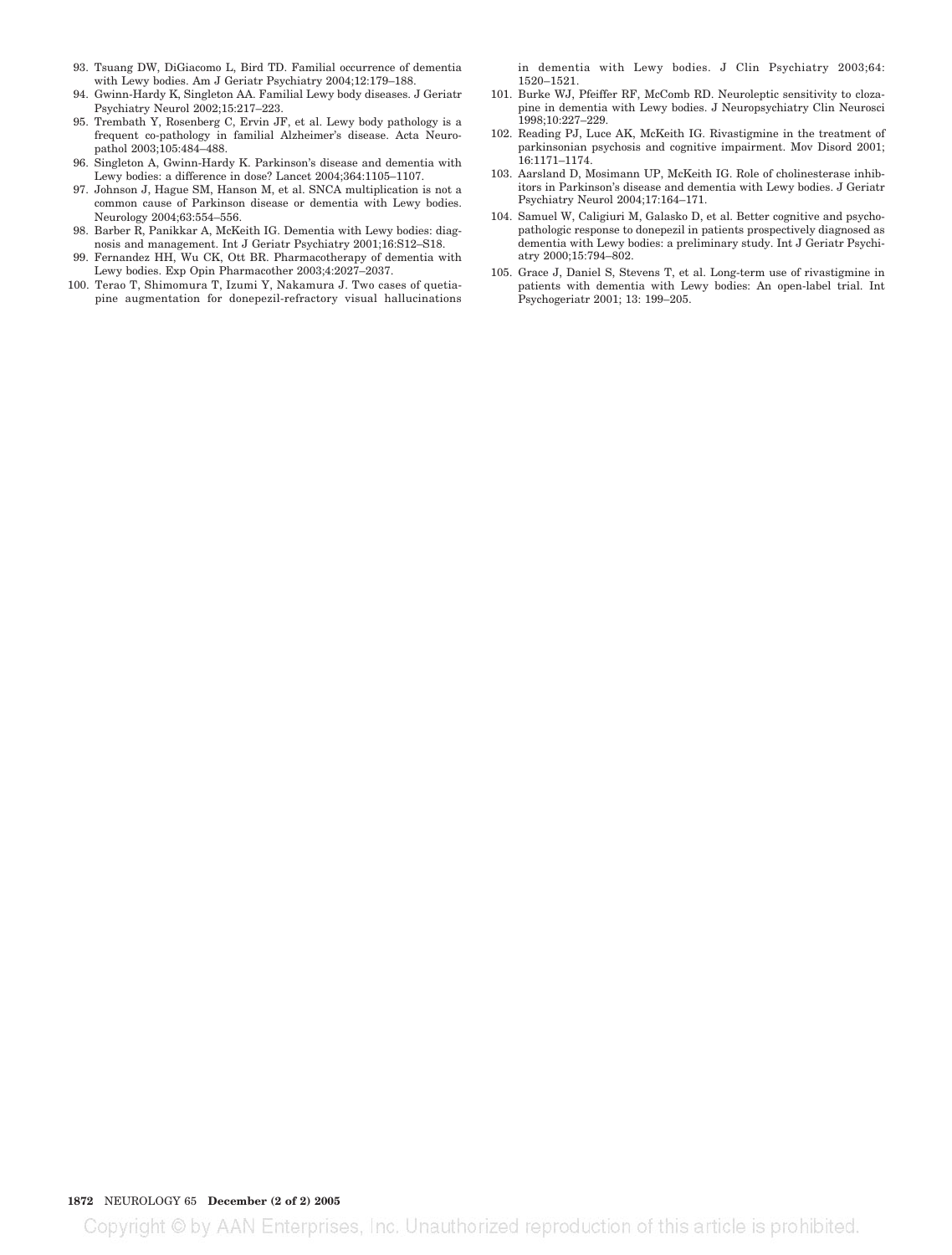93. Tsuang DW, DiGiacomo L, Bird TD. Familial occurrence of dementia with Lewy bodies. Am J Geriatr Psychiatry 2004;12:179–188.
94. Gwinn-Hardy K, Singleton AA. Familial Lewy body diseases. J Geriatr Psychiatry Neurol 2002;15:217–223.
95. Trembath Y, Rosenberg C, Ervin JF, et al. Lewy body pathology is a frequent co-pathology in familial Alzheimer's disease. Acta Neuropathol 2003;105:484–488.
96. Singleton A, Gwinn-Hardy K. Parkinson's disease and dementia with Lewy bodies: a difference in dose? Lancet 2004;364:1105–1107.
97. Johnson J, Hague SM, Hanson M, et al. SNCA multiplication is not a common cause of Parkinson disease or dementia with Lewy bodies. Neurology 2004;63:554–556.
98. Barber R, Panikkar A, McKeith IG. Dementia with Lewy bodies: diagnosis and management. Int J Geriatr Psychiatry 2001;16:S12–S18.
99. Fernandez HH, Wu CK, Ott BR. Pharmacotherapy of dementia with Lewy bodies. Exp Opin Pharmacother 2003;4:2027–2037.
100. Terao T, Shimomura T, Izumi Y, Nakamura J. Two cases of quetiapine augmentation for donepezil-refractory visual hallucinations in dementia with Lewy bodies. J Clin Psychiatry 2003;64: 1520–1521.
101. Burke WJ, Pfeiffer RF, McComb RD. Neuroleptic sensitivity to clozapine in dementia with Lewy bodies. J Neuropsychiatry Clin Neurosci 1998;10:227–229.
102. Reading PJ, Luce AK, McKeith IG. Rivastigmine in the treatment of parkinsonian psychosis and cognitive impairment. Mov Disord 2001; 16:1171–1174.
103. Aarsland D, Mosimann UP, McKeith IG. Role of cholinesterase inhibitors in Parkinson's disease and dementia with Lewy bodies. J Geriatr Psychiatry Neurol 2004;17:164–171.
104. Samuel W, Caligiuri M, Galasko D, et al. Better cognitive and psychopathologic response to donepezil in patients prospectively diagnosed as dementia with Lewy bodies: a preliminary study. Int J Geriatr Psychiatry 2000;15:794–802.
105. Grace J, Daniel S, Stevens T, et al. Long-term use of rivastigmine in patients with dementia with Lewy bodies: An open-label trial. Int Psychogeriatr 2001; 13: 199–205.